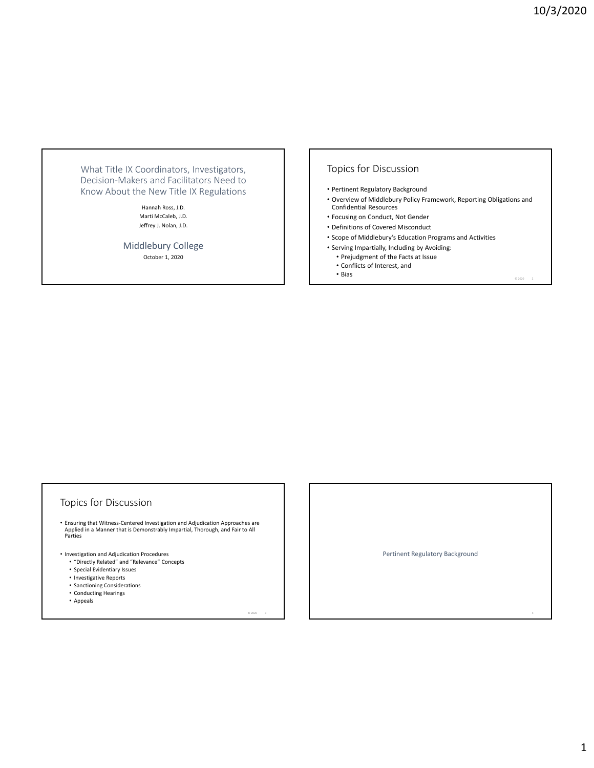# What Title IX Coordinators, Investigators, Decision-Makers and Facilitators Need to Know About the New Title IX Regulations

Hannah Ross, J.D.
Marti McCaleb, J.D.
Jeffrey J. Nolan, J.D.

Middlebury College

October 1, 2020

## Topics for Discussion

- Pertinent Regulatory Background
- Overview of Middlebury Policy Framework, Reporting Obligations and Confidential Resources
- Focusing on Conduct, Not Gender
- Definitions of Covered Misconduct
- Scope of Middlebury's Education Programs and Activities
- Serving Impartially, Including by Avoiding:
  - Prejudgment of the Facts at Issue
  - Conflicts of Interest, and
  - Bias

## Topics for Discussion

- Ensuring that Witness-Centered Investigation and Adjudication Approaches are Applied in a Manner that is Demonstrably Impartial, Thorough, and Fair to All Parties
- Investigation and Adjudication Procedures
  - "Directly Related" and "Relevance" Concepts
  - Special Evidentiary Issues
  - Investigative Reports
  - Sanctioning Considerations
  - Conducting Hearings
  - Appeals

## Pertinent Regulatory Background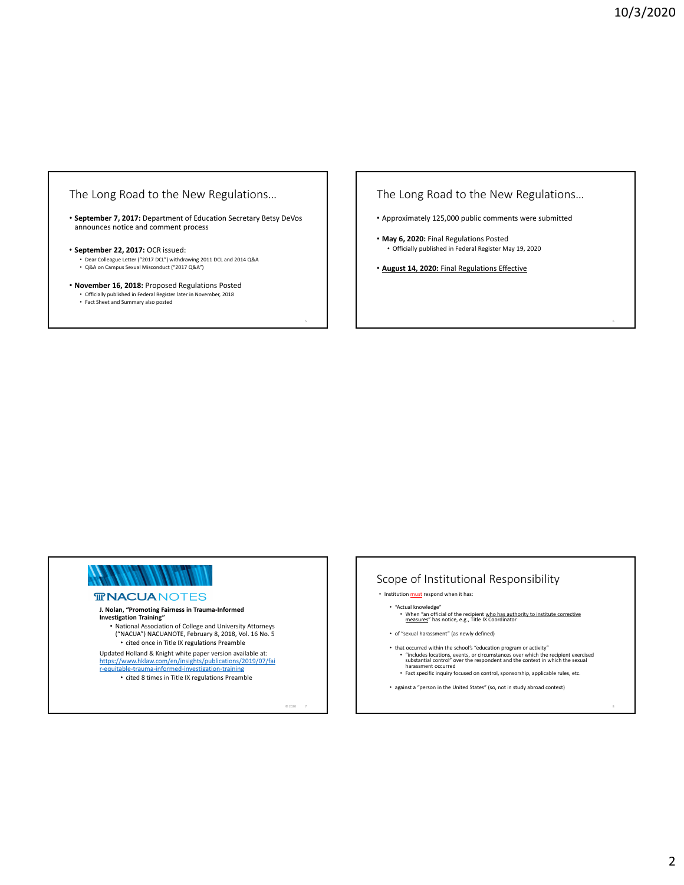## The Long Road to the New Regulations…

- **September 7, 2017:** Department of Education Secretary Betsy DeVos announces notice and comment process
- **September 22, 2017:** OCR issued:
  - Dear Colleague Letter ("2017 DCL") withdrawing 2011 DCL and 2014 Q&A
  - Q&A on Campus Sexual Misconduct ("2017 Q&A")
- **November 16, 2018:** Proposed Regulations Posted
  - Officially published in Federal Register later in November, 2018
  - Fact Sheet and Summary also posted

## The Long Road to the New Regulations…

- Approximately 125,000 public comments were submitted
- **May 6, 2020:** Final Regulations Posted
  - Officially published in Federal Register May 19, 2020
- **August 14, 2020:** Final Regulations Effective

## NACUANOTES

**J. Nolan, "Promoting Fairness in Trauma-Informed Investigation Training"**

- National Association of College and University Attorneys ("NACUA") NACUANOTE, February 8, 2018, Vol. 16 No. 5
  - cited once in Title IX regulations Preamble

Updated Holland & Knight white paper version available at: https://www.hklaw.com/en/insights/publications/2019/07/fair-equitable-trauma-informed-investigation-training

- cited 8 times in Title IX regulations Preamble

## Scope of Institutional Responsibility

- Institution must respond when it has:
  - "Actual knowledge"
    - When "an official of the recipient who has authority to institute corrective measures" has notice, e.g., Title IX Coordinator
  - of "sexual harassment" (as newly defined)
  - that occurred within the school's "education program or activity"
    - "includes locations, events, or circumstances over which the recipient exercised substantial control" over the respondent and the context in which the sexual harassment occurred
    - Fact specific inquiry focused on control, sponsorship, applicable rules, etc.
  - against a "person in the United States" (so, not in study abroad context)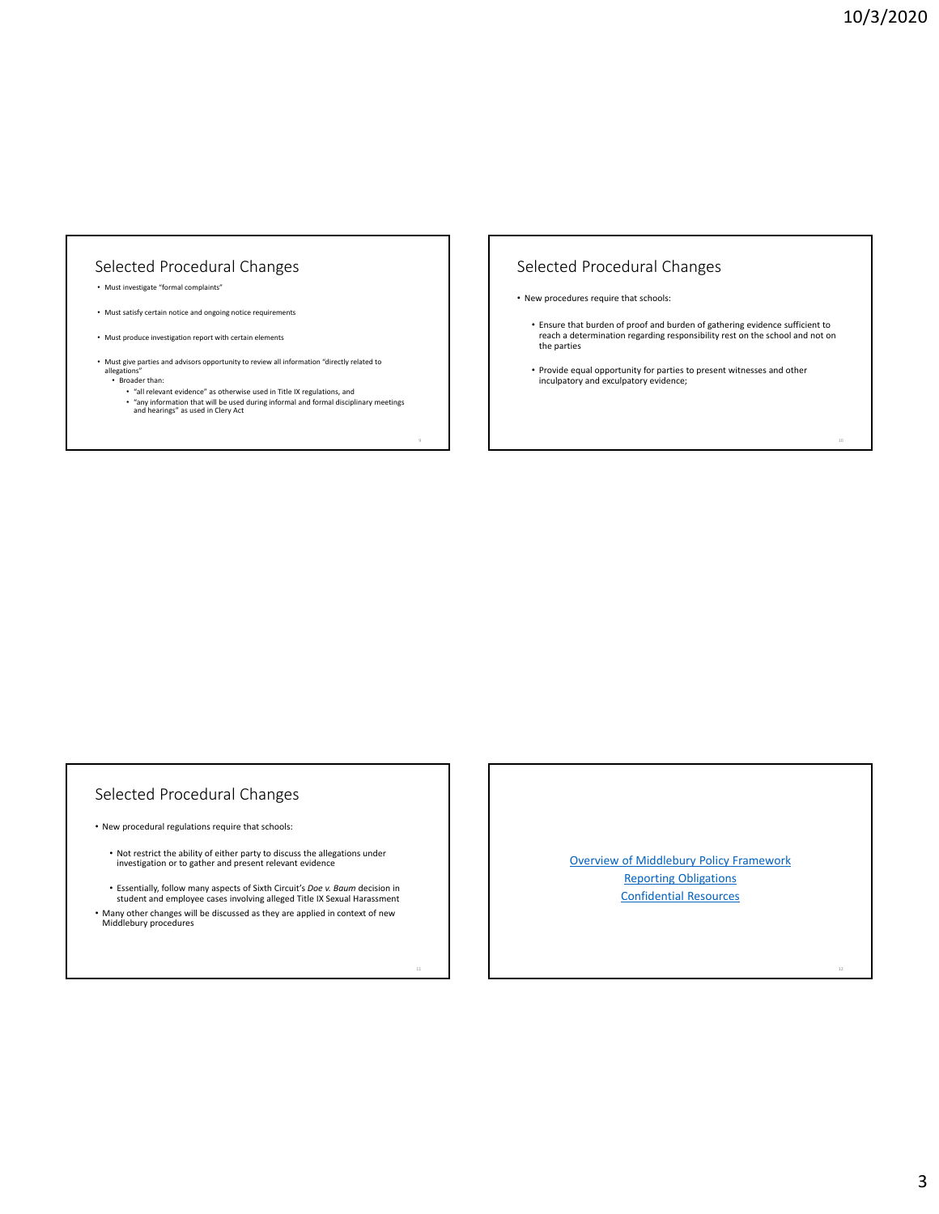## Selected Procedural Changes

- Must investigate "formal complaints"
- Must satisfy certain notice and ongoing notice requirements
- Must produce investigation report with certain elements
- Must give parties and advisors opportunity to review all information "directly related to allegations"
  - Broader than:
    - "all relevant evidence" as otherwise used in Title IX regulations, and
    - "any information that will be used during informal and formal disciplinary meetings and hearings" as used in Clery Act

## Selected Procedural Changes

- New procedures require that schools:
  - Ensure that burden of proof and burden of gathering evidence sufficient to reach a determination regarding responsibility rest on the school and not on the parties
  - Provide equal opportunity for parties to present witnesses and other inculpatory and exculpatory evidence;

## Selected Procedural Changes

- New procedural regulations require that schools:
  - Not restrict the ability of either party to discuss the allegations under investigation or to gather and present relevant evidence
  - Essentially, follow many aspects of Sixth Circuit's *Doe v. Baum* decision in student and employee cases involving alleged Title IX Sexual Harassment
- Many other changes will be discussed as they are applied in context of new Middlebury procedures

Overview of Middlebury Policy Framework

Reporting Obligations

Confidential Resources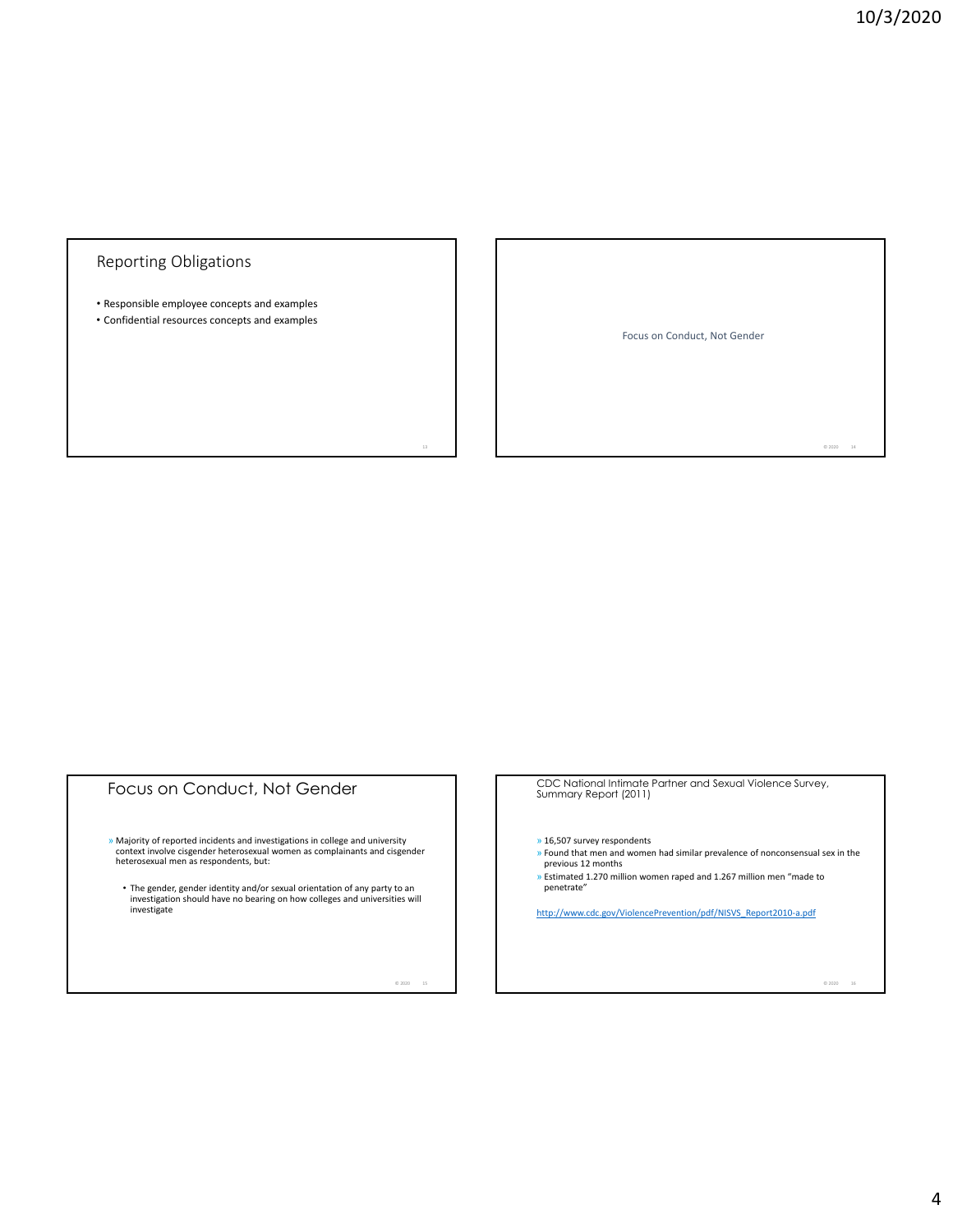## Reporting Obligations

- Responsible employee concepts and examples
- Confidential resources concepts and examples

Focus on Conduct, Not Gender

## Focus on Conduct, Not Gender

- Majority of reported incidents and investigations in college and university context involve cisgender heterosexual women as complainants and cisgender heterosexual men as respondents, but:
  - The gender, gender identity and/or sexual orientation of any party to an investigation should have no bearing on how colleges and universities will investigate

## CDC National Intimate Partner and Sexual Violence Survey, Summary Report (2011)

- 16,507 survey respondents
- Found that men and women had similar prevalence of nonconsensual sex in the previous 12 months
- Estimated 1.270 million women raped and 1.267 million men "made to penetrate"

http://www.cdc.gov/ViolencePrevention/pdf/NISVS_Report2010-a.pdf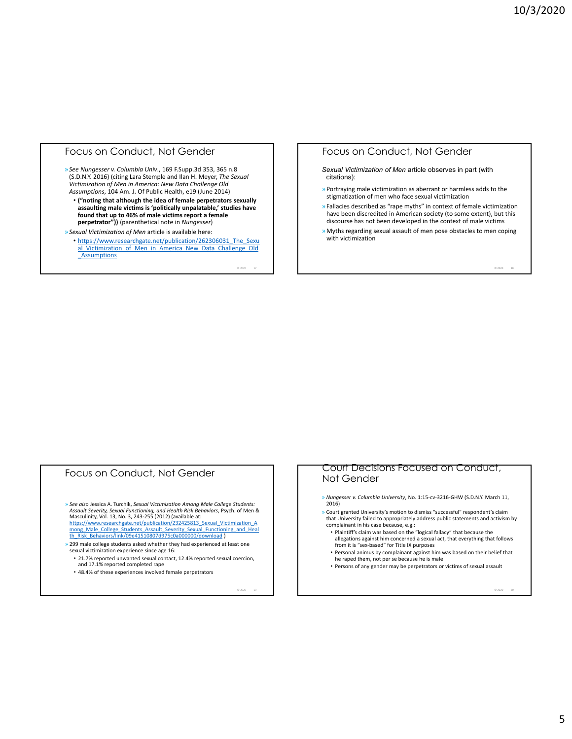## Focus on Conduct, Not Gender

- *See Nungesser v. Columbia Univ*., 169 F.Supp.3d 353, 365 n.8 (S.D.N.Y. 2016) (citing Lara Stemple and Ilan H. Meyer, *The Sexual Victimization of Men in America: New Data Challenge Old Assumptions*, 104 Am. J. Of Public Health, e19 (June 2014)
  - **("noting that although the idea of female perpetrators sexually assaulting male victims is 'politically unpalatable,' studies have found that up to 46% of male victims report a female perpetrator"))** (parenthetical note in *Nungesser*)
- *Sexual Victimization of Men* article is available here:
  - https://www.researchgate.net/publication/262306031_The_Sexual_Victimization_of_Men_in_America_New_Data_Challenge_Old_Assumptions

## Focus on Conduct, Not Gender

*Sexual Victimization of Men* article observes in part (with citations):

- Portraying male victimization as aberrant or harmless adds to the stigmatization of men who face sexual victimization
- Fallacies described as "rape myths" in context of female victimization have been discredited in American society (to some extent), but this discourse has not been developed in the context of male victims
- Myths regarding sexual assault of men pose obstacles to men coping with victimization

## Focus on Conduct, Not Gender

- *See also* Jessica A. Turchik, *Sexual Victimization Among Male College Students: Assault Severity, Sexual Functioning, and Health Risk Behaviors*, Psych. of Men & Masculinity, Vol. 13, No. 3, 243-255 (2012) (available at: https://www.researchgate.net/publication/232425813_Sexual_Victimization_Among_Male_College_Students_Assault_Severity_Sexual_Functioning_and_Health_Risk_Behaviors/link/09e41510807d975c0a000000/download )
- 299 male college students asked whether they had experienced at least one sexual victimization experience since age 16:
  - 21.7% reported unwanted sexual contact, 12.4% reported sexual coercion, and 17.1% reported completed rape
  - 48.4% of these experiences involved female perpetrators

## Court Decisions Focused on Conduct, Not Gender

- *Nungesser v. Columbia University*, No. 1:15-cv-3216-GHW (S.D.N.Y. March 11, 2016)
- Court granted University's motion to dismiss "successful" respondent's claim that University failed to appropriately address public statements and activism by complainant in his case because, e.g.:
  - Plaintiff's claim was based on the "logical fallacy" that because the allegations against him concerned a sexual act, that everything that follows from it is "sex-based" for Title IX purposes
  - Personal animus by complainant against him was based on their belief that he raped them, not per se because he is male
  - Persons of any gender may be perpetrators or victims of sexual assault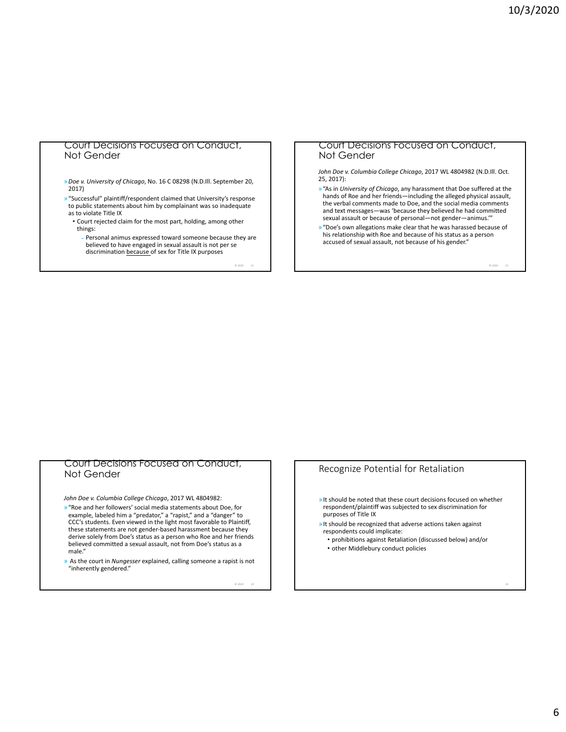## Court Decisions Focused on Conduct, Not Gender

- *Doe v. University of Chicago*, No. 16 C 08298 (N.D.Ill. September 20, 2017)
- "Successful" plaintiff/respondent claimed that University's response to public statements about him by complainant was so inadequate as to violate Title IX
  - Court rejected claim for the most part, holding, among other things:
    - Personal animus expressed toward someone because they are believed to have engaged in sexual assault is not per se discrimination because of sex for Title IX purposes

## Court Decisions Focused on Conduct, Not Gender

*John Doe v. Columbia College Chicago*, 2017 WL 4804982 (N.D.Ill. Oct. 25, 2017):

- "As in *University of Chicago*, any harassment that Doe suffered at the hands of Roe and her friends—including the alleged physical assault, the verbal comments made to Doe, and the social media comments and text messages—was 'because they believed he had committed sexual assault or because of personal—not gender—animus.'"
- "Doe's own allegations make clear that he was harassed because of his relationship with Roe and because of his status as a person accused of sexual assault, not because of his gender."

## Court Decisions Focused on Conduct, Not Gender

*John Doe v. Columbia College Chicago*, 2017 WL 4804982:

- "Roe and her followers' social media statements about Doe, for example, labeled him a "predator," a "rapist," and a "danger" to CCC's students. Even viewed in the light most favorable to Plaintiff, these statements are not gender-based harassment because they derive solely from Doe's status as a person who Roe and her friends believed committed a sexual assault, not from Doe's status as a male."
- As the court in *Nungesser* explained, calling someone a rapist is not "inherently gendered."

## Recognize Potential for Retaliation

- It should be noted that these court decisions focused on whether respondent/plaintiff was subjected to sex discrimination for purposes of Title IX
- It should be recognized that adverse actions taken against respondents could implicate:
  - prohibitions against Retaliation (discussed below) and/or
  - other Middlebury conduct policies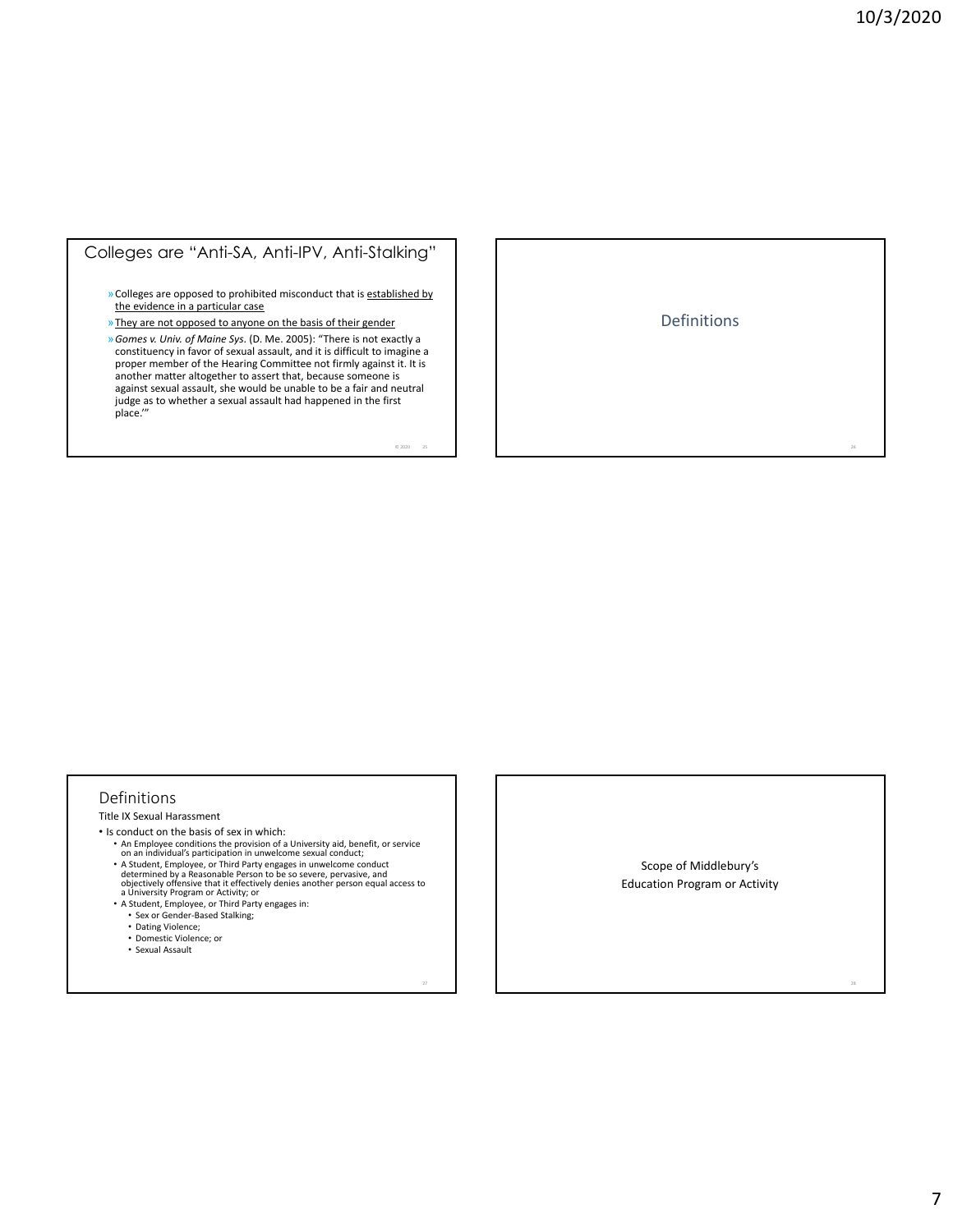## Colleges are "Anti-SA, Anti-IPV, Anti-Stalking"

- Colleges are opposed to prohibited misconduct that is established by the evidence in a particular case
- They are not opposed to anyone on the basis of their gender
- *Gomes v. Univ. of Maine Sys.* (D. Me. 2005): "There is not exactly a constituency in favor of sexual assault, and it is difficult to imagine a proper member of the Hearing Committee not firmly against it. It is another matter altogether to assert that, because someone is against sexual assault, she would be unable to be a fair and neutral judge as to whether a sexual assault had happened in the first place.'"

© 2020

## Definitions

## Definitions

Title IX Sexual Harassment

- Is conduct on the basis of sex in which:
  - An Employee conditions the provision of a University aid, benefit, or service on an individual's participation in unwelcome sexual conduct;
  - A Student, Employee, or Third Party engages in unwelcome conduct determined by a Reasonable Person to be so severe, pervasive, and objectively offensive that it effectively denies another person equal access to a University Program or Activity; or
  - A Student, Employee, or Third Party engages in:
    - Sex or Gender-Based Stalking;
    - Dating Violence;
    - Domestic Violence; or
    - Sexual Assault

## Scope of Middlebury's Education Program or Activity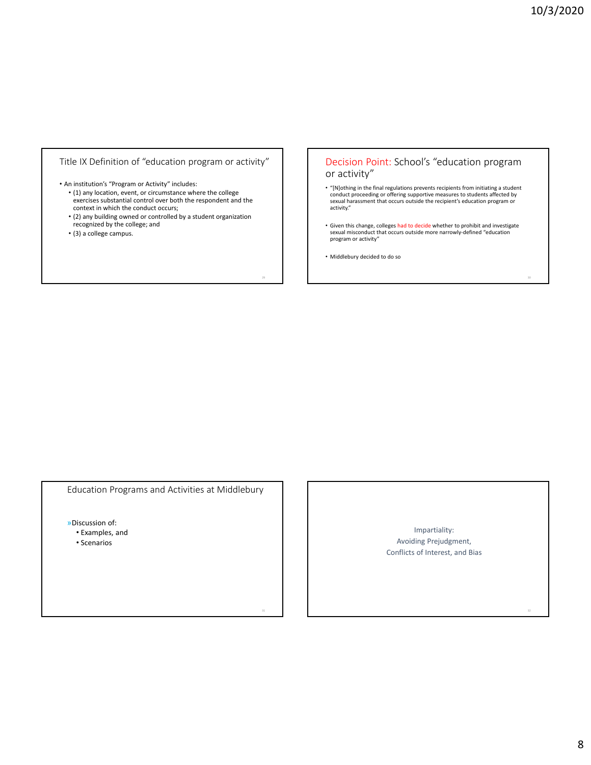## Title IX Definition of "education program or activity"

- An institution's "Program or Activity" includes:
  - (1) any location, event, or circumstance where the college exercises substantial control over both the respondent and the context in which the conduct occurs;
  - (2) any building owned or controlled by a student organization recognized by the college; and
  - (3) a college campus.

## Decision Point: School's "education program or activity"

- "[N]othing in the final regulations prevents recipients from initiating a student conduct proceeding or offering supportive measures to students affected by sexual harassment that occurs outside the recipient's education program or activity."
- Given this change, colleges had to decide whether to prohibit and investigate sexual misconduct that occurs outside more narrowly-defined "education program or activity"
- Middlebury decided to do so

## Education Programs and Activities at Middlebury

» Discussion of:
- Examples, and
- Scenarios

## Impartiality: Avoiding Prejudgment, Conflicts of Interest, and Bias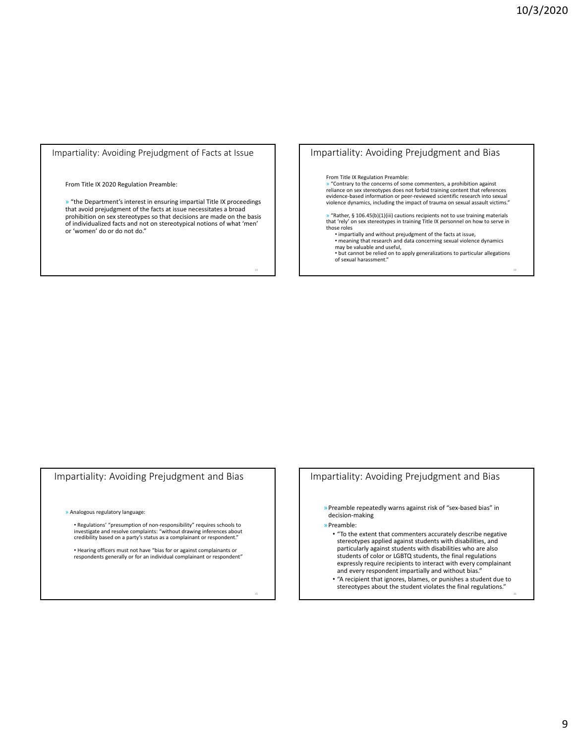## Impartiality: Avoiding Prejudgment of Facts at Issue

From Title IX 2020 Regulation Preamble:

» "the Department's interest in ensuring impartial Title IX proceedings that avoid prejudgment of the facts at issue necessitates a broad prohibition on sex stereotypes so that decisions are made on the basis of individualized facts and not on stereotypical notions of what 'men' or 'women' do or do not do."

## Impartiality: Avoiding Prejudgment and Bias

From Title IX Regulation Preamble:

» "Contrary to the concerns of some commenters, a prohibition against reliance on sex stereotypes does not forbid training content that references evidence-based information or peer-reviewed scientific research into sexual violence dynamics, including the impact of trauma on sexual assault victims."

» "Rather, § 106.45(b)(1)(iii) cautions recipients not to use training materials that 'rely' on sex stereotypes in training Title IX personnel on how to serve in those roles

- impartially and without prejudgment of the facts at issue,
- meaning that research and data concerning sexual violence dynamics may be valuable and useful,
- but cannot be relied on to apply generalizations to particular allegations of sexual harassment."

## Impartiality: Avoiding Prejudgment and Bias

» Analogous regulatory language:

- Regulations' "presumption of non-responsibility" requires schools to investigate and resolve complaints: "without drawing inferences about credibility based on a party's status as a complainant or respondent."
- Hearing officers must not have "bias for or against complainants or respondents generally or for an individual complainant or respondent"

## Impartiality: Avoiding Prejudgment and Bias

» Preamble repeatedly warns against risk of "sex-based bias" in decision-making

» Preamble:

- "To the extent that commenters accurately describe negative stereotypes applied against students with disabilities, and particularly against students with disabilities who are also students of color or LGBTQ students, the final regulations expressly require recipients to interact with every complainant and every respondent impartially and without bias."
- "A recipient that ignores, blames, or punishes a student due to stereotypes about the student violates the final regulations."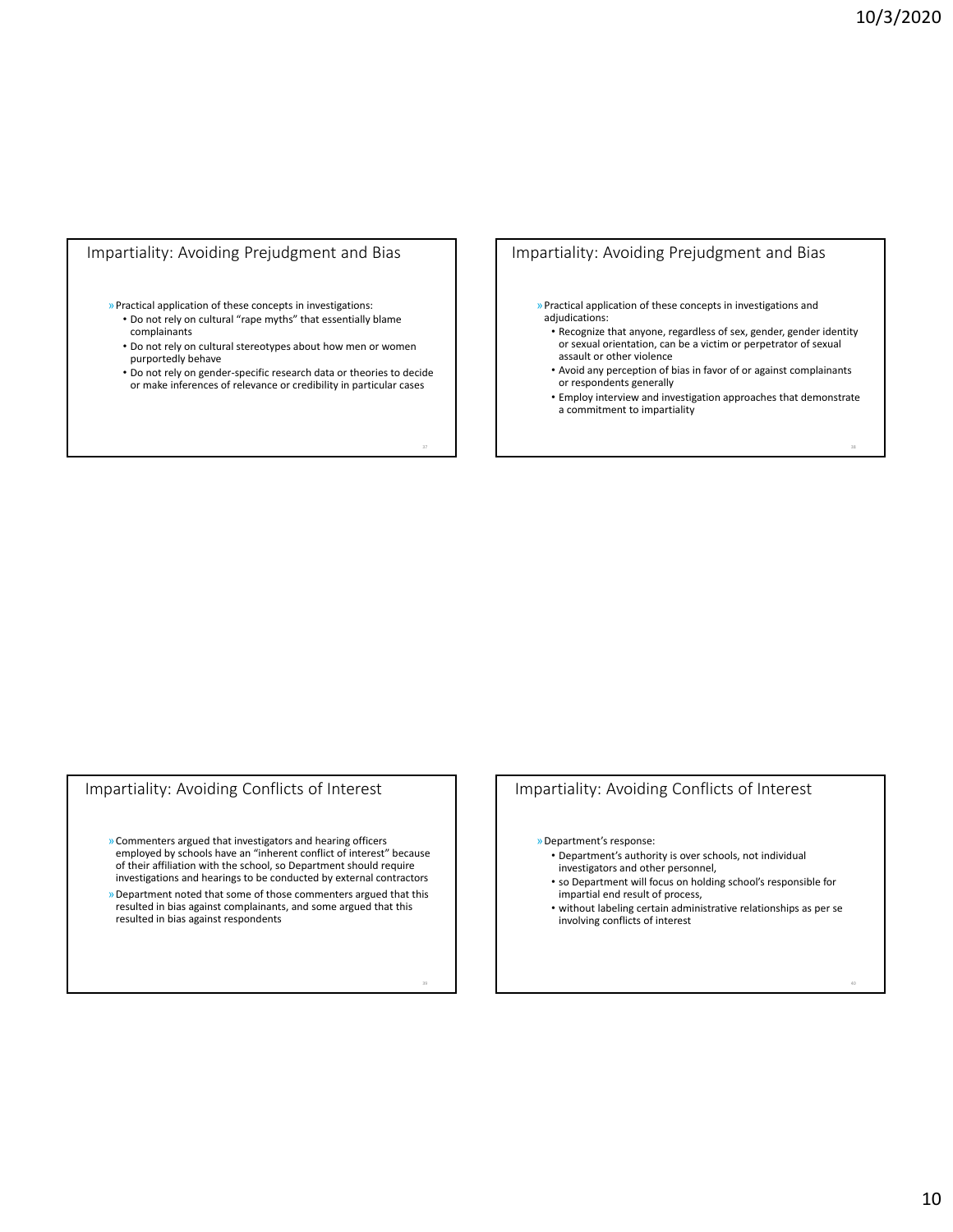## Impartiality: Avoiding Prejudgment and Bias

» Practical application of these concepts in investigations:
- Do not rely on cultural "rape myths" that essentially blame complainants
- Do not rely on cultural stereotypes about how men or women purportedly behave
- Do not rely on gender-specific research data or theories to decide or make inferences of relevance or credibility in particular cases

## Impartiality: Avoiding Prejudgment and Bias

» Practical application of these concepts in investigations and adjudications:
- Recognize that anyone, regardless of sex, gender, gender identity or sexual orientation, can be a victim or perpetrator of sexual assault or other violence
- Avoid any perception of bias in favor of or against complainants or respondents generally
- Employ interview and investigation approaches that demonstrate a commitment to impartiality

## Impartiality: Avoiding Conflicts of Interest

» Commenters argued that investigators and hearing officers employed by schools have an "inherent conflict of interest" because of their affiliation with the school, so Department should require investigations and hearings to be conducted by external contractors

» Department noted that some of those commenters argued that this resulted in bias against complainants, and some argued that this resulted in bias against respondents

## Impartiality: Avoiding Conflicts of Interest

» Department's response:
- Department's authority is over schools, not individual investigators and other personnel,
- so Department will focus on holding school's responsible for impartial end result of process,
- without labeling certain administrative relationships as per se involving conflicts of interest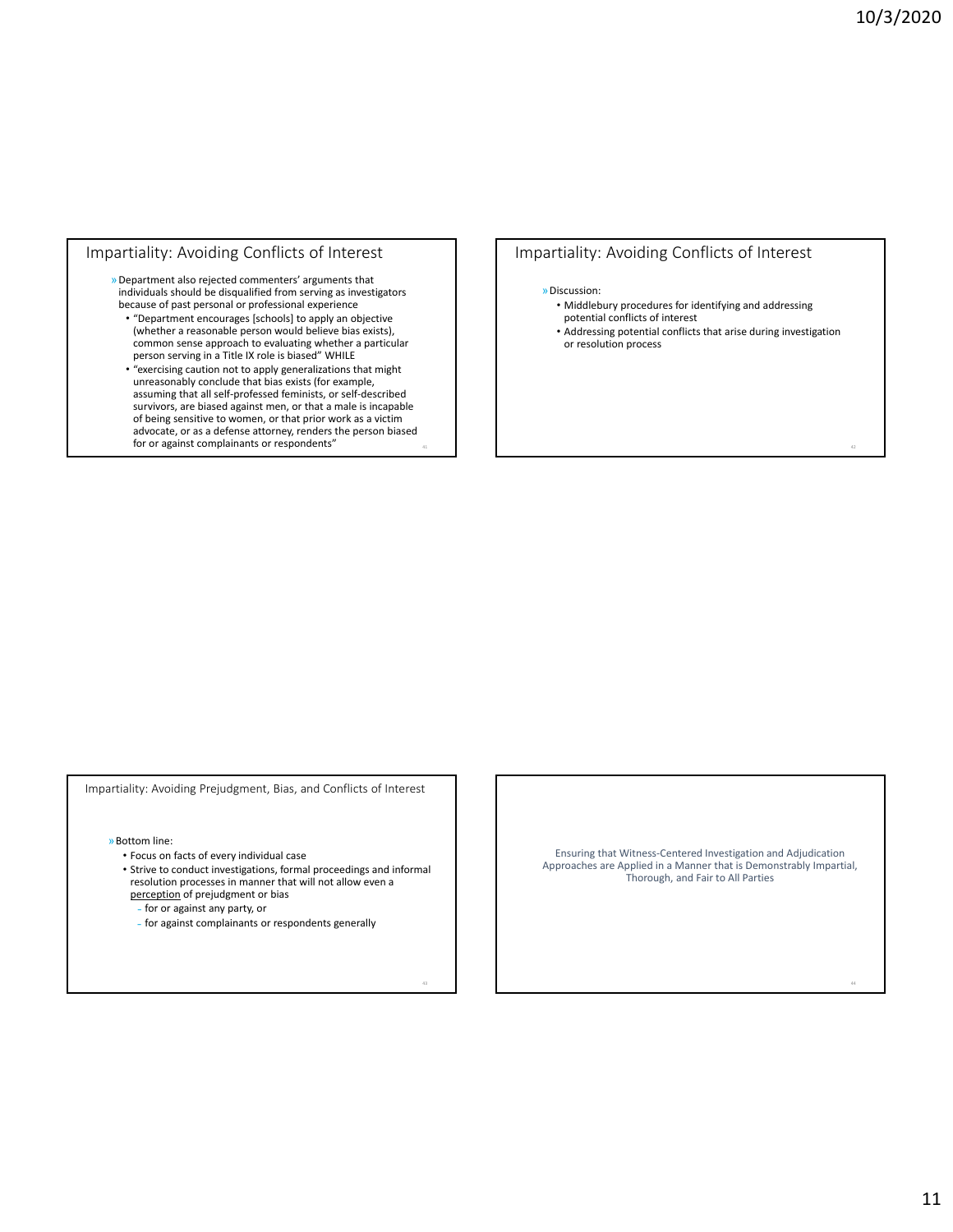## Impartiality: Avoiding Conflicts of Interest

» Department also rejected commenters' arguments that individuals should be disqualified from serving as investigators because of past personal or professional experience

- "Department encourages [schools] to apply an objective (whether a reasonable person would believe bias exists), common sense approach to evaluating whether a particular person serving in a Title IX role is biased" WHILE
- "exercising caution not to apply generalizations that might unreasonably conclude that bias exists (for example, assuming that all self-professed feminists, or self-described survivors, are biased against men, or that a male is incapable of being sensitive to women, or that prior work as a victim advocate, or as a defense attorney, renders the person biased for or against complainants or respondents"

## Impartiality: Avoiding Conflicts of Interest

» Discussion:

- Middlebury procedures for identifying and addressing potential conflicts of interest
- Addressing potential conflicts that arise during investigation or resolution process

## Impartiality: Avoiding Prejudgment, Bias, and Conflicts of Interest

» Bottom line:

- Focus on facts of every individual case
- Strive to conduct investigations, formal proceedings and informal resolution processes in manner that will not allow even a perception of prejudgment or bias
  - for or against any party, or
  - for against complainants or respondents generally

## Ensuring that Witness-Centered Investigation and Adjudication Approaches are Applied in a Manner that is Demonstrably Impartial, Thorough, and Fair to All Parties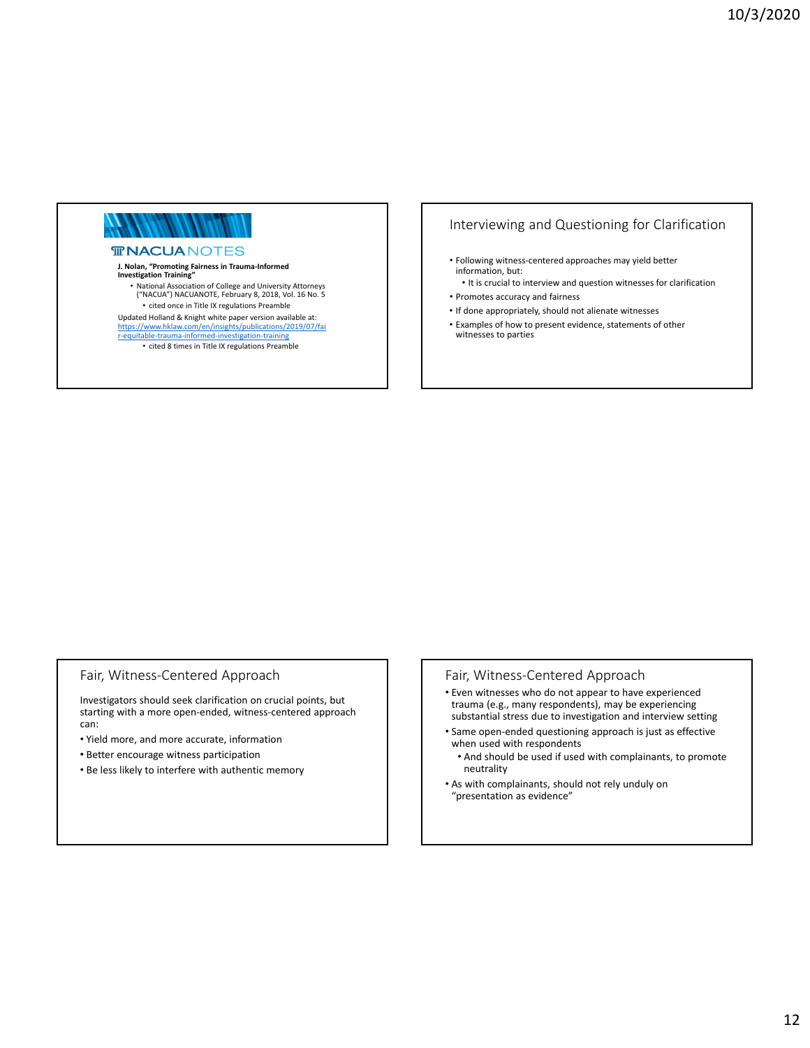NACUANOTES

**J. Nolan, "Promoting Fairness in Trauma-Informed Investigation Training"**

- National Association of College and University Attorneys ("NACUA") NACUANOTE, February 8, 2018, Vol. 16 No. 5
  - cited once in Title IX regulations Preamble

Updated Holland & Knight white paper version available at: https://www.hklaw.com/en/insights/publications/2019/07/fair-equitable-trauma-informed-investigation-training

- cited 8 times in Title IX regulations Preamble

## Interviewing and Questioning for Clarification

- Following witness-centered approaches may yield better information, but:
  - It is crucial to interview and question witnesses for clarification
- Promotes accuracy and fairness
- If done appropriately, should not alienate witnesses
- Examples of how to present evidence, statements of other witnesses to parties

## Fair, Witness-Centered Approach

Investigators should seek clarification on crucial points, but starting with a more open-ended, witness-centered approach can:

- Yield more, and more accurate, information
- Better encourage witness participation
- Be less likely to interfere with authentic memory

## Fair, Witness-Centered Approach

- Even witnesses who do not appear to have experienced trauma (e.g., many respondents), may be experiencing substantial stress due to investigation and interview setting
- Same open-ended questioning approach is just as effective when used with respondents
  - And should be used if used with complainants, to promote neutrality
- As with complainants, should not rely unduly on "presentation as evidence"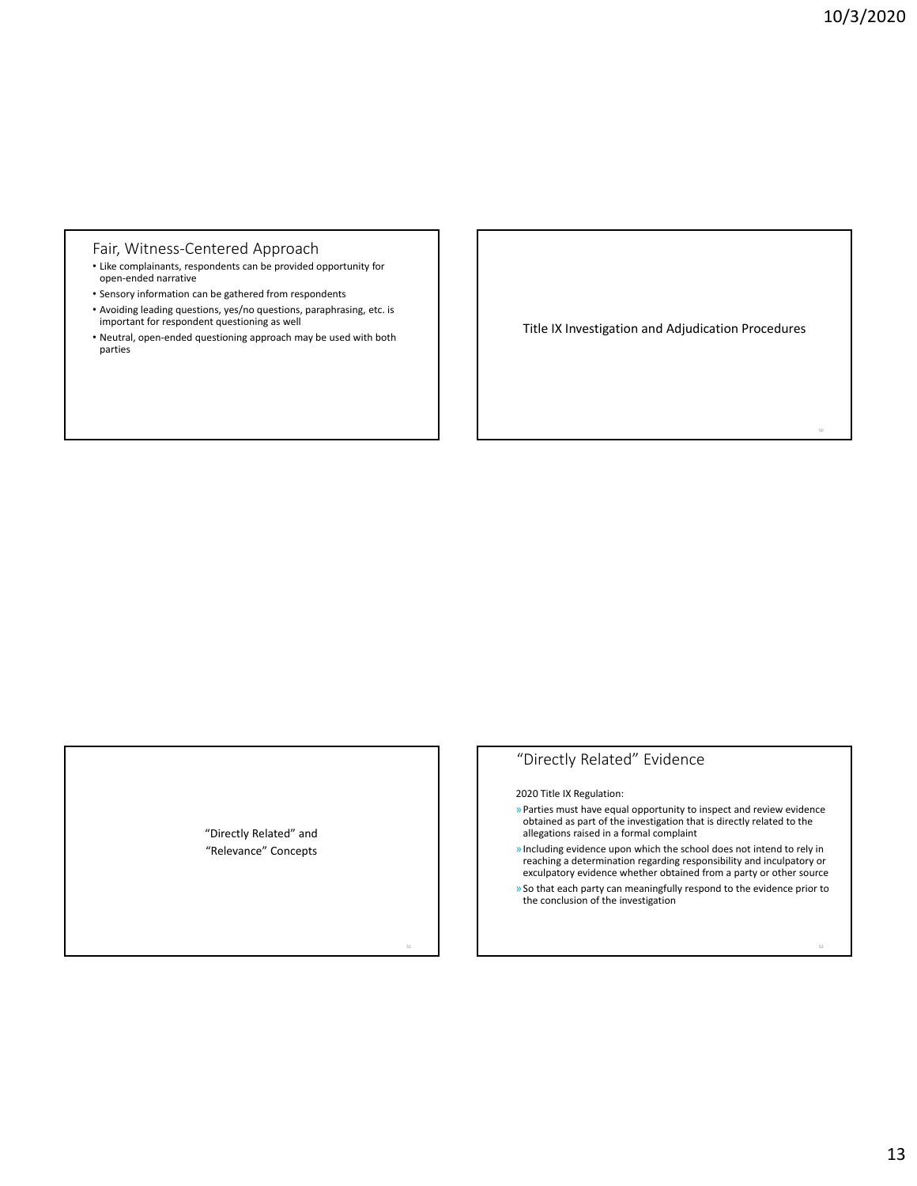## Fair, Witness-Centered Approach

- Like complainants, respondents can be provided opportunity for open-ended narrative
- Sensory information can be gathered from respondents
- Avoiding leading questions, yes/no questions, paraphrasing, etc. is important for respondent questioning as well
- Neutral, open-ended questioning approach may be used with both parties

## Title IX Investigation and Adjudication Procedures

## "Directly Related" and "Relevance" Concepts

## "Directly Related" Evidence

2020 Title IX Regulation:

- Parties must have equal opportunity to inspect and review evidence obtained as part of the investigation that is directly related to the allegations raised in a formal complaint
- Including evidence upon which the school does not intend to rely in reaching a determination regarding responsibility and inculpatory or exculpatory evidence whether obtained from a party or other source
- So that each party can meaningfully respond to the evidence prior to the conclusion of the investigation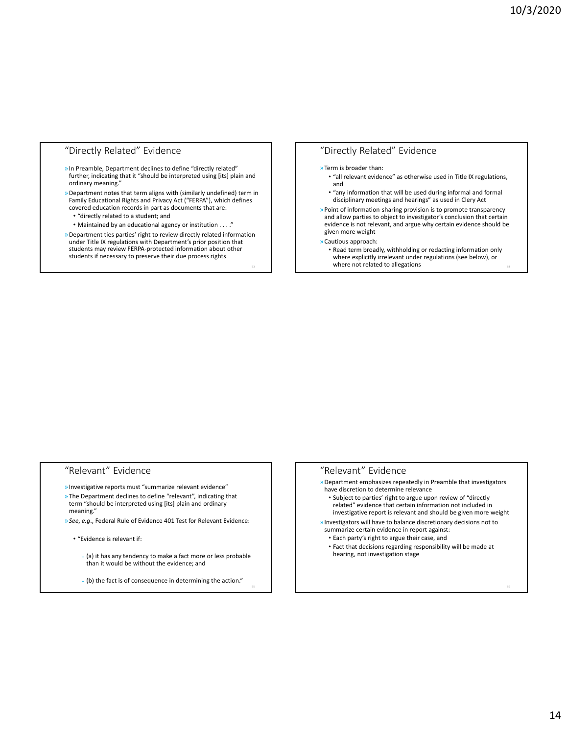## "Directly Related" Evidence

- In Preamble, Department declines to define "directly related" further, indicating that it "should be interpreted using [its] plain and ordinary meaning."
- Department notes that term aligns with (similarly undefined) term in Family Educational Rights and Privacy Act ("FERPA"), which defines covered education records in part as documents that are:
  - "directly related to a student; and
  - Maintained by an educational agency or institution . . . ."
- Department ties parties' right to review directly related information under Title IX regulations with Department's prior position that students may review FERPA-protected information about other students if necessary to preserve their due process rights

## "Directly Related" Evidence

- Term is broader than:
  - "all relevant evidence" as otherwise used in Title IX regulations, and
  - "any information that will be used during informal and formal disciplinary meetings and hearings" as used in Clery Act
- Point of information-sharing provision is to promote transparency and allow parties to object to investigator's conclusion that certain evidence is not relevant, and argue why certain evidence should be given more weight
- Cautious approach:
  - Read term broadly, withholding or redacting information only where explicitly irrelevant under regulations (see below), or where not related to allegations

## "Relevant" Evidence

- Investigative reports must "summarize relevant evidence"
- The Department declines to define "relevant", indicating that term "should be interpreted using [its] plain and ordinary meaning."
- *See*, *e.g.*, Federal Rule of Evidence 401 Test for Relevant Evidence:
  - "Evidence is relevant if:
    - (a) it has any tendency to make a fact more or less probable than it would be without the evidence; and
    - (b) the fact is of consequence in determining the action."

## "Relevant" Evidence

- Department emphasizes repeatedly in Preamble that investigators have discretion to determine relevance
  - Subject to parties' right to argue upon review of "directly related" evidence that certain information not included in investigative report is relevant and should be given more weight
- Investigators will have to balance discretionary decisions not to summarize certain evidence in report against:
  - Each party's right to argue their case, and
  - Fact that decisions regarding responsibility will be made at hearing, not investigation stage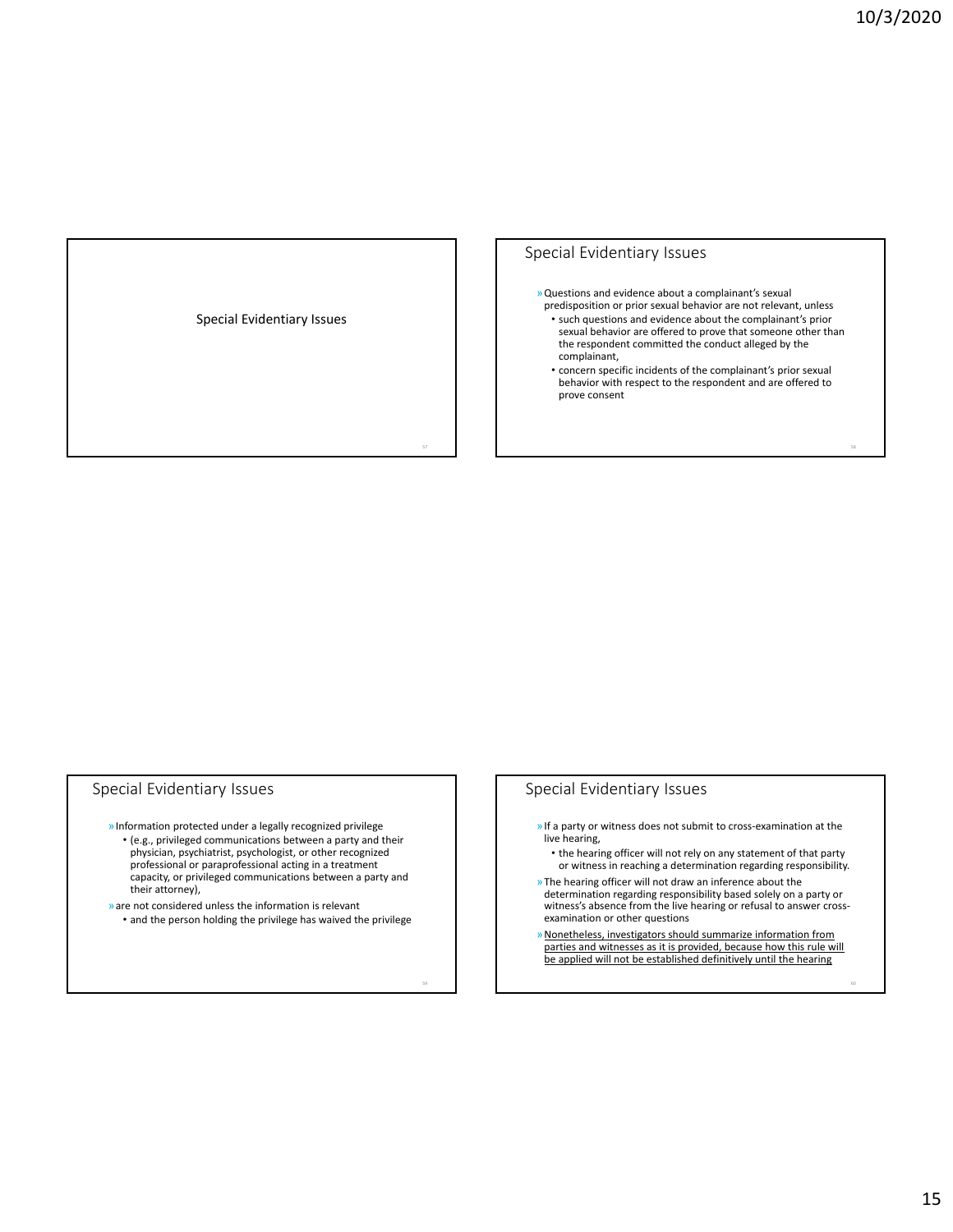## Special Evidentiary Issues

## Special Evidentiary Issues

- Questions and evidence about a complainant's sexual predisposition or prior sexual behavior are not relevant, unless
  - such questions and evidence about the complainant's prior sexual behavior are offered to prove that someone other than the respondent committed the conduct alleged by the complainant,
  - concern specific incidents of the complainant's prior sexual behavior with respect to the respondent and are offered to prove consent

## Special Evidentiary Issues

- Information protected under a legally recognized privilege
  - (e.g., privileged communications between a party and their physician, psychiatrist, psychologist, or other recognized professional or paraprofessional acting in a treatment capacity, or privileged communications between a party and their attorney),
- are not considered unless the information is relevant
  - and the person holding the privilege has waived the privilege

## Special Evidentiary Issues

- If a party or witness does not submit to cross-examination at the live hearing,
  - the hearing officer will not rely on any statement of that party or witness in reaching a determination regarding responsibility.
- The hearing officer will not draw an inference about the determination regarding responsibility based solely on a party or witness's absence from the live hearing or refusal to answer cross-examination or other questions
- <u>Nonetheless, investigators should summarize information from parties and witnesses as it is provided, because how this rule will be applied will not be established definitively until the hearing</u>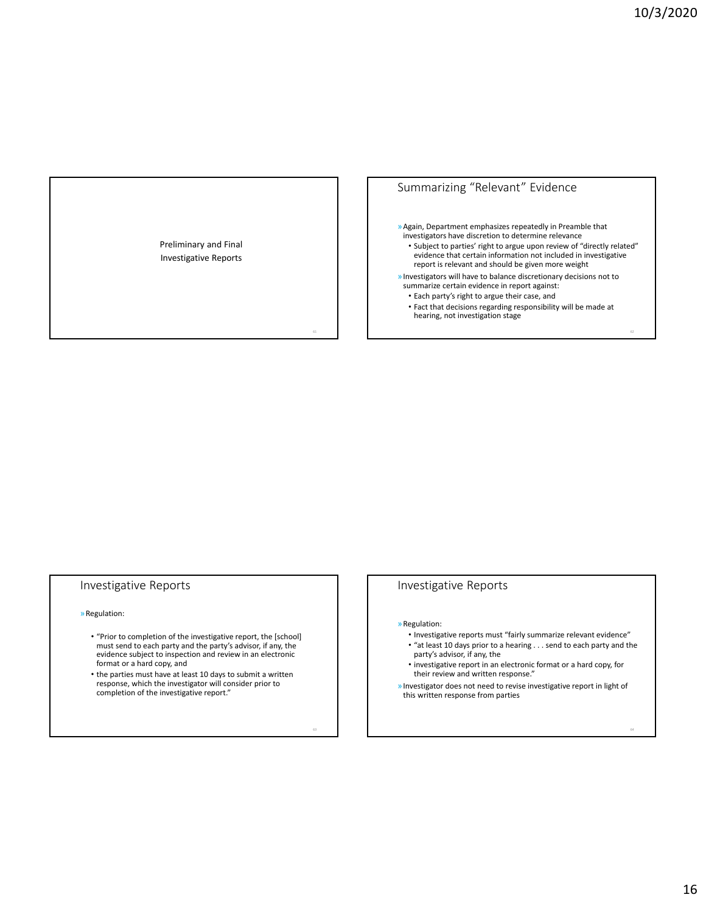## Preliminary and Final Investigative Reports

## Summarizing "Relevant" Evidence

- Again, Department emphasizes repeatedly in Preamble that investigators have discretion to determine relevance
  - Subject to parties' right to argue upon review of "directly related" evidence that certain information not included in investigative report is relevant and should be given more weight
- Investigators will have to balance discretionary decisions not to summarize certain evidence in report against:
  - Each party's right to argue their case, and
  - Fact that decisions regarding responsibility will be made at hearing, not investigation stage

## Investigative Reports

- Regulation:
  - "Prior to completion of the investigative report, the [school] must send to each party and the party's advisor, if any, the evidence subject to inspection and review in an electronic format or a hard copy, and
  - the parties must have at least 10 days to submit a written response, which the investigator will consider prior to completion of the investigative report."

## Investigative Reports

- Regulation:
  - Investigative reports must "fairly summarize relevant evidence"
  - "at least 10 days prior to a hearing . . . send to each party and the party's advisor, if any, the
  - investigative report in an electronic format or a hard copy, for their review and written response."
- Investigator does not need to revise investigative report in light of this written response from parties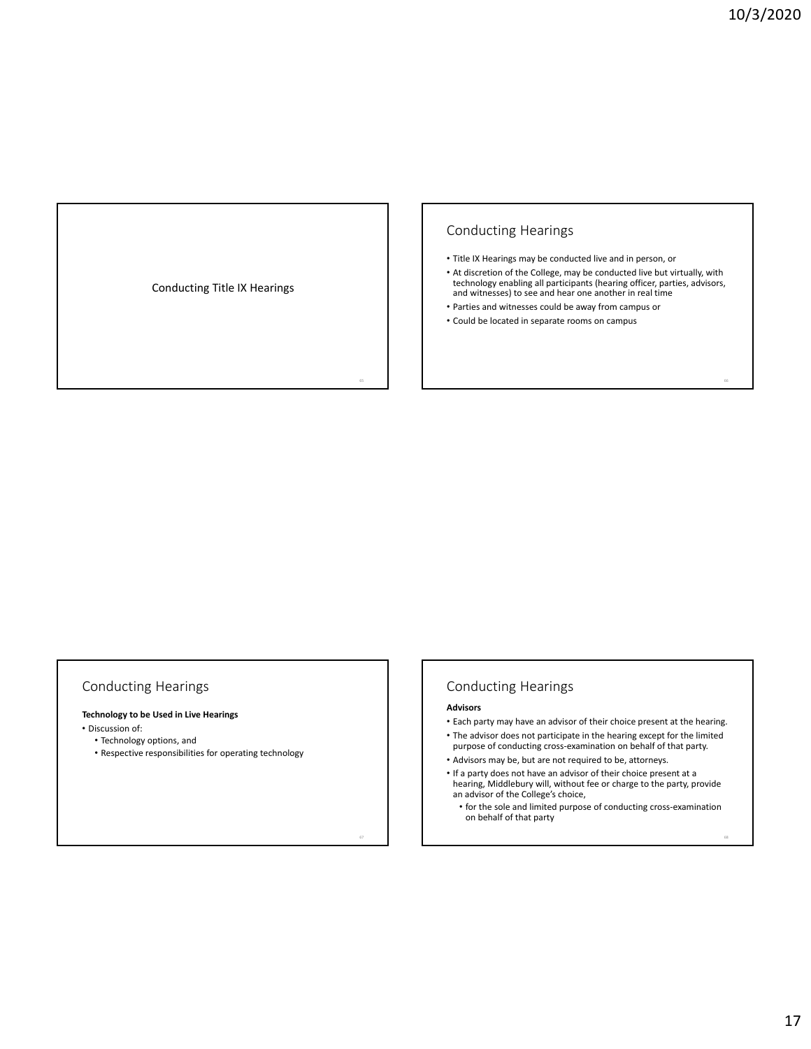## Conducting Title IX Hearings

## Conducting Hearings

- Title IX Hearings may be conducted live and in person, or
- At discretion of the College, may be conducted live but virtually, with technology enabling all participants (hearing officer, parties, advisors, and witnesses) to see and hear one another in real time
- Parties and witnesses could be away from campus or
- Could be located in separate rooms on campus

## Conducting Hearings

**Technology to be Used in Live Hearings**

- Discussion of:
  - Technology options, and
  - Respective responsibilities for operating technology

## Conducting Hearings

**Advisors**

- Each party may have an advisor of their choice present at the hearing.
- The advisor does not participate in the hearing except for the limited purpose of conducting cross-examination on behalf of that party.
- Advisors may be, but are not required to be, attorneys.
- If a party does not have an advisor of their choice present at a hearing, Middlebury will, without fee or charge to the party, provide an advisor of the College's choice,
  - for the sole and limited purpose of conducting cross-examination on behalf of that party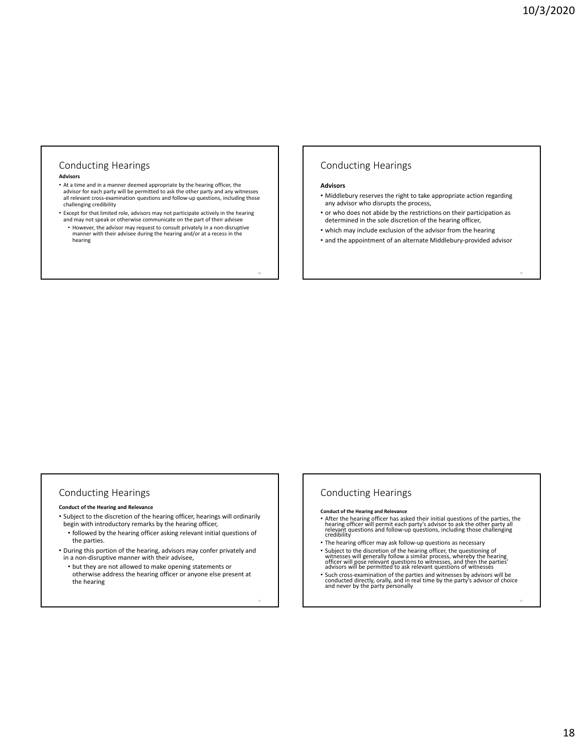## Conducting Hearings

**Advisors**

- At a time and in a manner deemed appropriate by the hearing officer, the advisor for each party will be permitted to ask the other party and any witnesses all relevant cross-examination questions and follow-up questions, including those challenging credibility
- Except for that limited role, advisors may not participate actively in the hearing and may not speak or otherwise communicate on the part of their advisee
  - However, the advisor may request to consult privately in a non-disruptive manner with their advisee during the hearing and/or at a recess in the hearing

## Conducting Hearings

**Advisors**

- Middlebury reserves the right to take appropriate action regarding any advisor who disrupts the process,
- or who does not abide by the restrictions on their participation as determined in the sole discretion of the hearing officer,
- which may include exclusion of the advisor from the hearing
- and the appointment of an alternate Middlebury-provided advisor

## Conducting Hearings

**Conduct of the Hearing and Relevance**

- Subject to the discretion of the hearing officer, hearings will ordinarily begin with introductory remarks by the hearing officer,
  - followed by the hearing officer asking relevant initial questions of the parties.
- During this portion of the hearing, advisors may confer privately and in a non-disruptive manner with their advisee,
  - but they are not allowed to make opening statements or otherwise address the hearing officer or anyone else present at the hearing

## Conducting Hearings

**Conduct of the Hearing and Relevance**

- After the hearing officer has asked their initial questions of the parties, the hearing officer will permit each party's advisor to ask the other party all relevant questions and follow-up questions, including those challenging credibility
- The hearing officer may ask follow-up questions as necessary
- Subject to the discretion of the hearing officer, the questioning of witnesses will generally follow a similar process, whereby the hearing officer will pose relevant questions to witnesses, and then the parties' advisors will be permitted to ask relevant questions of witnesses
- Such cross-examination of the parties and witnesses by advisors will be conducted directly, orally, and in real time by the party's advisor of choice and never by the party personally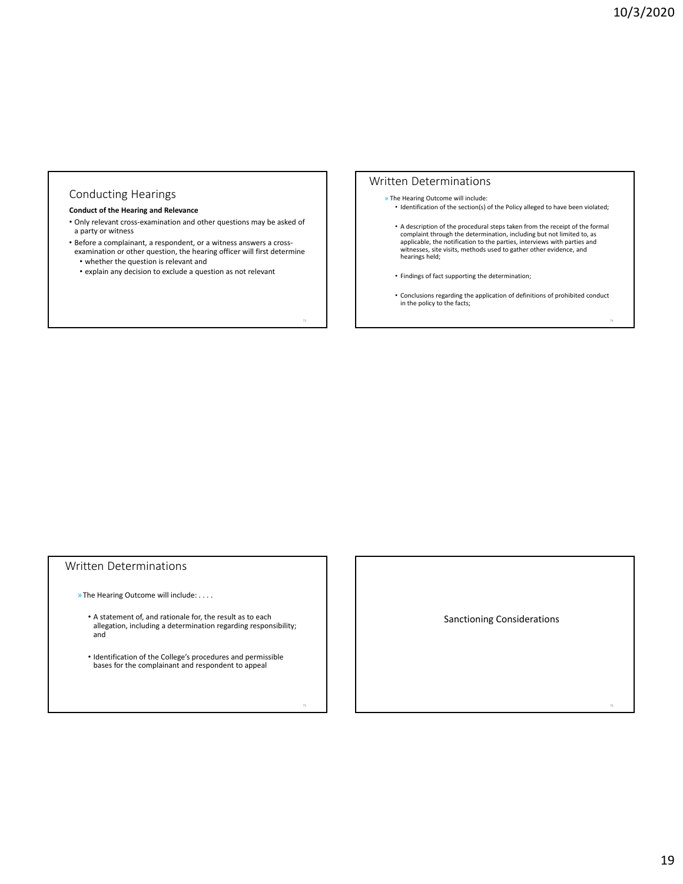## Conducting Hearings

**Conduct of the Hearing and Relevance**

- Only relevant cross-examination and other questions may be asked of a party or witness
- Before a complainant, a respondent, or a witness answers a cross-examination or other question, the hearing officer will first determine
  - whether the question is relevant and
  - explain any decision to exclude a question as not relevant

## Written Determinations

» The Hearing Outcome will include:

- Identification of the section(s) of the Policy alleged to have been violated;
- A description of the procedural steps taken from the receipt of the formal complaint through the determination, including but not limited to, as applicable, the notification to the parties, interviews with parties and witnesses, site visits, methods used to gather other evidence, and hearings held;
- Findings of fact supporting the determination;
- Conclusions regarding the application of definitions of prohibited conduct in the policy to the facts;

## Written Determinations

» The Hearing Outcome will include: . . . .

- A statement of, and rationale for, the result as to each allegation, including a determination regarding responsibility; and
- Identification of the College's procedures and permissible bases for the complainant and respondent to appeal

Sanctioning Considerations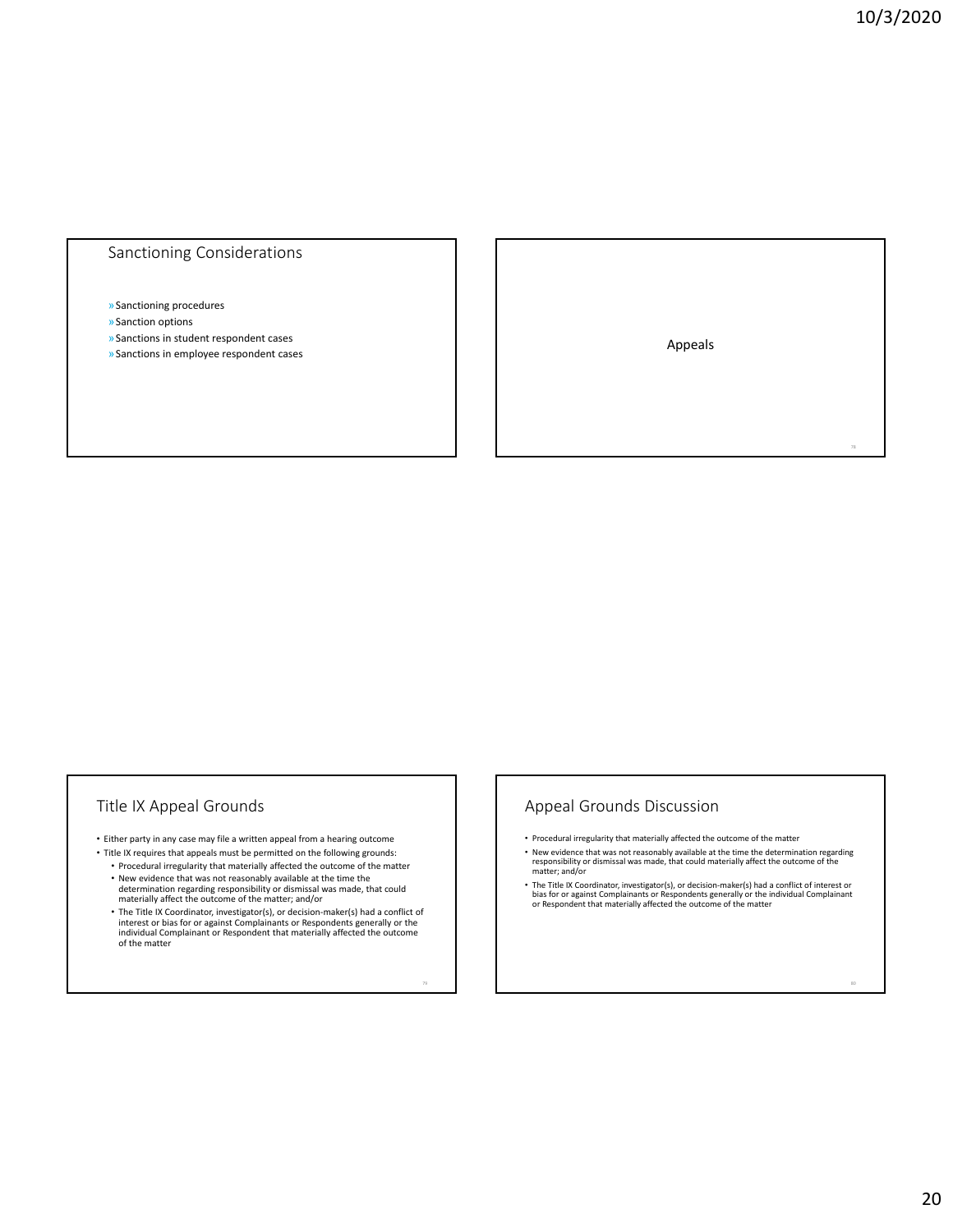## Sanctioning Considerations

- »Sanctioning procedures
- »Sanction options
- »Sanctions in student respondent cases
- »Sanctions in employee respondent cases

## Appeals

## Title IX Appeal Grounds

- Either party in any case may file a written appeal from a hearing outcome
- Title IX requires that appeals must be permitted on the following grounds:
  - Procedural irregularity that materially affected the outcome of the matter
  - New evidence that was not reasonably available at the time the determination regarding responsibility or dismissal was made, that could materially affect the outcome of the matter; and/or
  - The Title IX Coordinator, investigator(s), or decision-maker(s) had a conflict of interest or bias for or against Complainants or Respondents generally or the individual Complainant or Respondent that materially affected the outcome of the matter

## Appeal Grounds Discussion

- Procedural irregularity that materially affected the outcome of the matter
- New evidence that was not reasonably available at the time the determination regarding responsibility or dismissal was made, that could materially affect the outcome of the matter; and/or
- The Title IX Coordinator, investigator(s), or decision-maker(s) had a conflict of interest or bias for or against Complainants or Respondents generally or the individual Complainant or Respondent that materially affected the outcome of the matter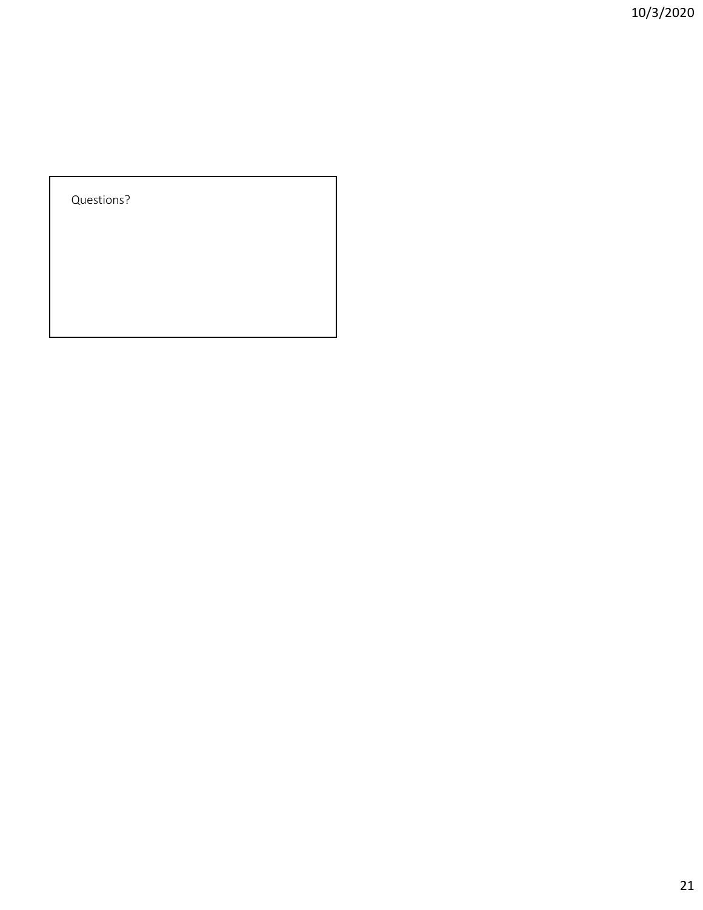Questions?